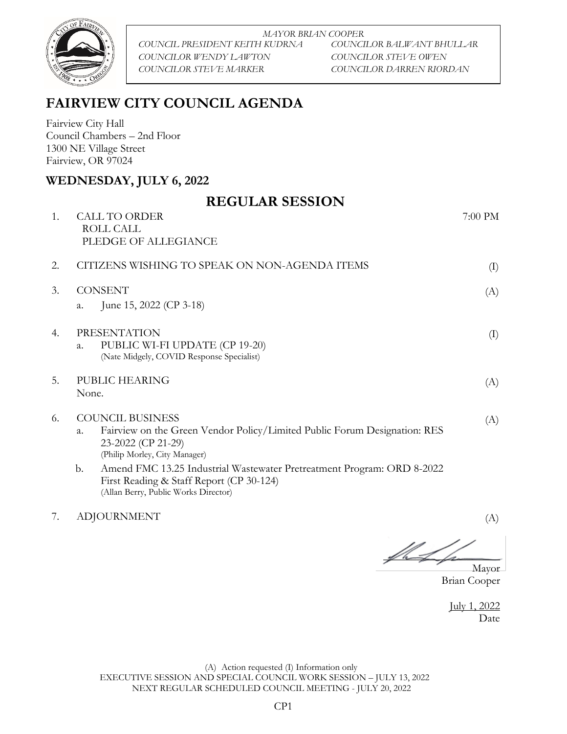*MAYOR BRIAN COOPER*

*COUNCIL PRESIDENT KEITH KUDRNA* | *COUNCILOR BALWANT BHULLAR*
*COUNCILOR WENDY LAWTON* | *COUNCILOR STEVE OWEN*
*COUNCILOR STEVE MARKER* | *COUNCILOR DARREN RIORDAN*

# FAIRVIEW CITY COUNCIL AGENDA

Fairview City Hall
Council Chambers – 2nd Floor
1300 NE Village Street
Fairview, OR 97024

## WEDNESDAY, JULY 6, 2022

## REGULAR SESSION

1. CALL TO ORDER — 7:00 PM
   ROLL CALL
   PLEDGE OF ALLEGIANCE

2. CITIZENS WISHING TO SPEAK ON NON-AGENDA ITEMS — (I)

3. CONSENT — (A)
   a. June 15, 2022 (CP 3-18)

4. PRESENTATION — (I)
   a. PUBLIC WI-FI UPDATE (CP 19-20)
      (Nate Midgely, COVID Response Specialist)

5. PUBLIC HEARING — (A)
   None.

6. COUNCIL BUSINESS — (A)
   a. Fairview on the Green Vendor Policy/Limited Public Forum Designation: RES 23-2022 (CP 21-29)
      (Philip Morley, City Manager)
   b. Amend FMC 13.25 Industrial Wastewater Pretreatment Program: ORD 8-2022 First Reading & Staff Report (CP 30-124)
      (Allan Berry, Public Works Director)

7. ADJOURNMENT — (A)

Mayor
Brian Cooper

July 1, 2022
Date

(A) Action requested (I) Information only
EXECUTIVE SESSION AND SPECIAL COUNCIL WORK SESSION – JULY 13, 2022
NEXT REGULAR SCHEDULED COUNCIL MEETING - JULY 20, 2022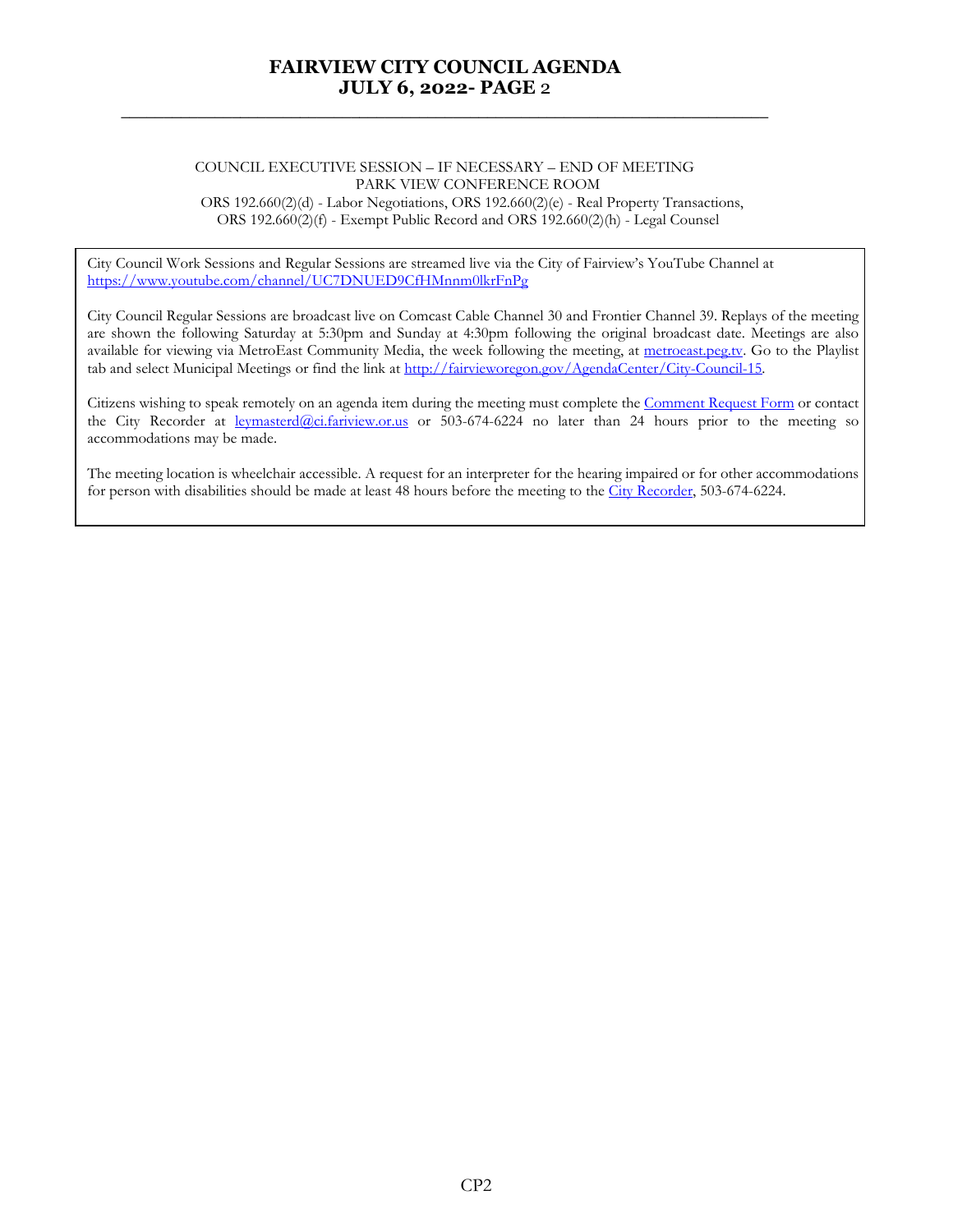COUNCIL EXECUTIVE SESSION – IF NECESSARY – END OF MEETING
PARK VIEW CONFERENCE ROOM
ORS 192.660(2)(d) - Labor Negotiations, ORS 192.660(2)(e) - Real Property Transactions,
ORS 192.660(2)(f) - Exempt Public Record and ORS 192.660(2)(h) - Legal Counsel

City Council Work Sessions and Regular Sessions are streamed live via the City of Fairview's YouTube Channel at https://www.youtube.com/channel/UC7DNUED9CfHMnnm0lkrFnPg

City Council Regular Sessions are broadcast live on Comcast Cable Channel 30 and Frontier Channel 39. Replays of the meeting are shown the following Saturday at 5:30pm and Sunday at 4:30pm following the original broadcast date. Meetings are also available for viewing via MetroEast Community Media, the week following the meeting, at metroeast.peg.tv. Go to the Playlist tab and select Municipal Meetings or find the link at http://fairvieworegon.gov/AgendaCenter/City-Council-15.

Citizens wishing to speak remotely on an agenda item during the meeting must complete the Comment Request Form or contact the City Recorder at leymasterd@ci.fariview.or.us or 503-674-6224 no later than 24 hours prior to the meeting so accommodations may be made.

The meeting location is wheelchair accessible. A request for an interpreter for the hearing impaired or for other accommodations for person with disabilities should be made at least 48 hours before the meeting to the City Recorder, 503-674-6224.